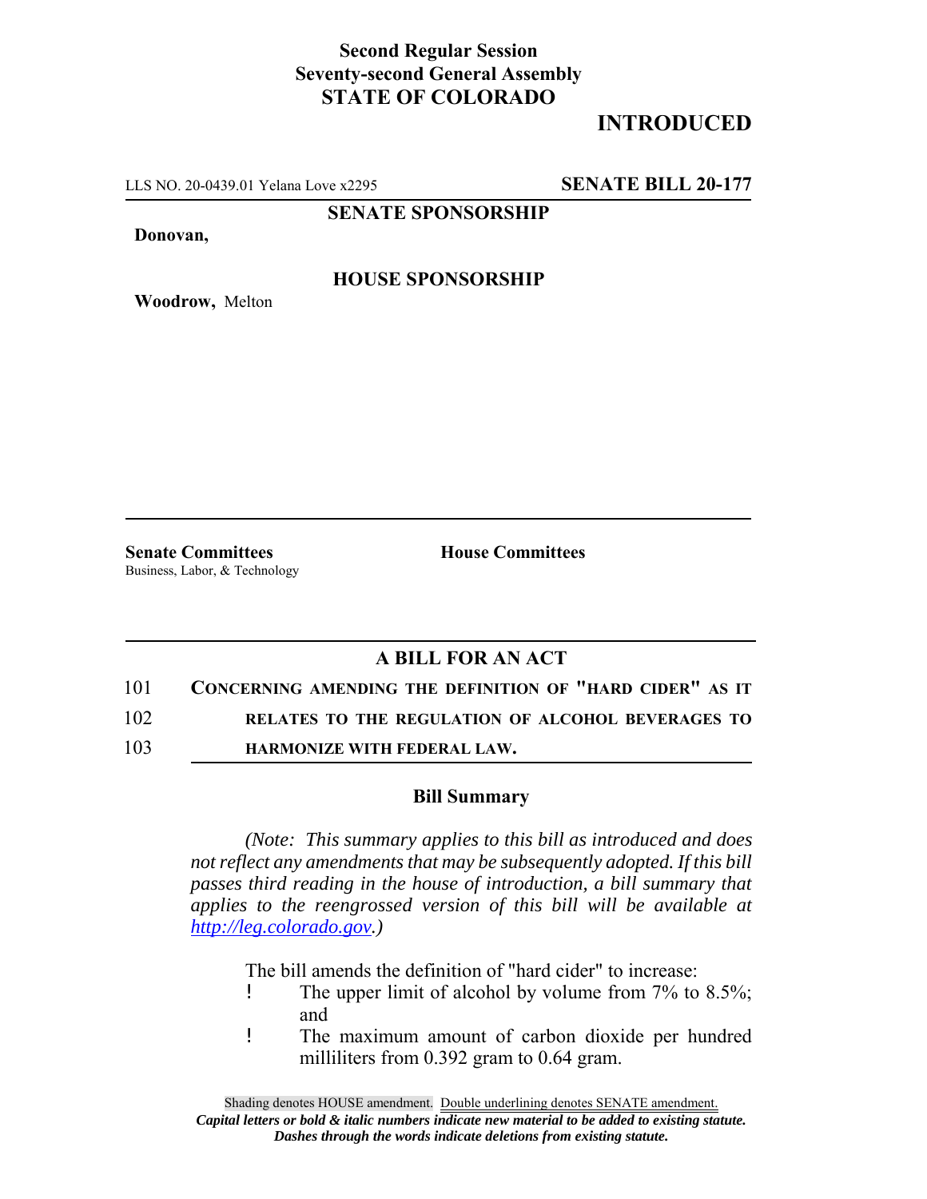**Second Regular Session**
**Seventy-second General Assembly**
**STATE OF COLORADO**

# INTRODUCED

LLS NO. 20-0439.01 Yelana Love x2295 **SENATE BILL 20-177**

**SENATE SPONSORSHIP**

**Donovan,**

**HOUSE SPONSORSHIP**

**Woodrow,** Melton

**Senate Committees**
Business, Labor, & Technology

**House Committees**

## A BILL FOR AN ACT

101 **CONCERNING AMENDING THE DEFINITION OF "HARD CIDER" AS IT**
102 **RELATES TO THE REGULATION OF ALCOHOL BEVERAGES TO**
103 **HARMONIZE WITH FEDERAL LAW.**

### Bill Summary

*(Note: This summary applies to this bill as introduced and does not reflect any amendments that may be subsequently adopted. If this bill passes third reading in the house of introduction, a bill summary that applies to the reengrossed version of this bill will be available at http://leg.colorado.gov.)*

The bill amends the definition of "hard cider" to increase:

- The upper limit of alcohol by volume from 7% to 8.5%; and
- The maximum amount of carbon dioxide per hundred milliliters from 0.392 gram to 0.64 gram.

Shading denotes HOUSE amendment. Double underlining denotes SENATE amendment.
***Capital letters or bold & italic numbers indicate new material to be added to existing statute.***
***Dashes through the words indicate deletions from existing statute.***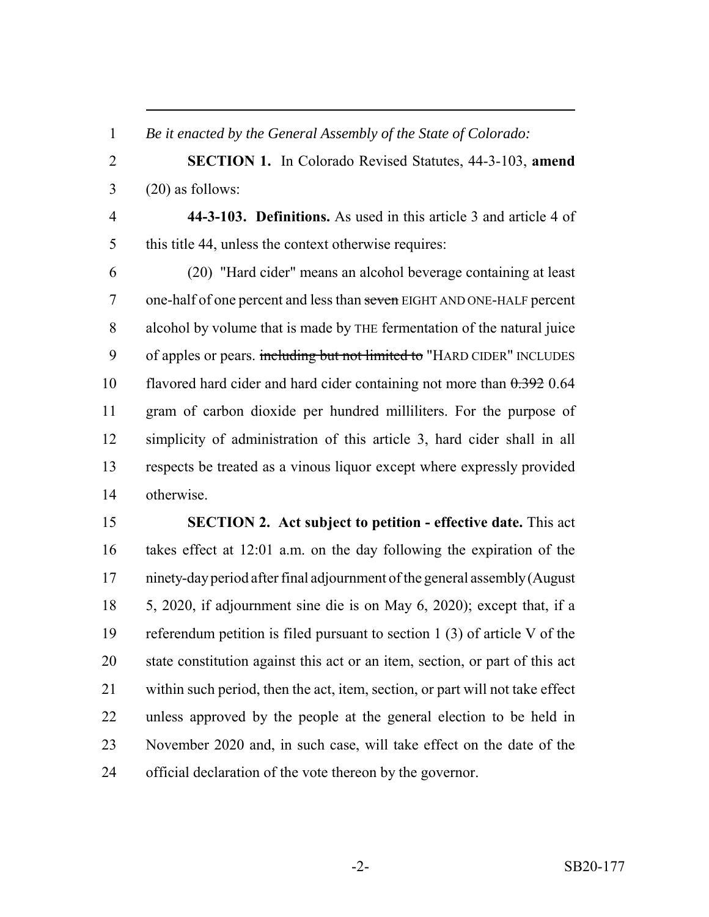*Be it enacted by the General Assembly of the State of Colorado:*

**SECTION 1.** In Colorado Revised Statutes, 44-3-103, **amend** (20) as follows:

**44-3-103. Definitions.** As used in this article 3 and article 4 of this title 44, unless the context otherwise requires:

(20) "Hard cider" means an alcohol beverage containing at least one-half of one percent and less than ~~seven~~ EIGHT AND ONE-HALF percent alcohol by volume that is made by THE fermentation of the natural juice of apples or pears. ~~including but not limited to~~ "HARD CIDER" INCLUDES flavored hard cider and hard cider containing not more than ~~0.392~~ 0.64 gram of carbon dioxide per hundred milliliters. For the purpose of simplicity of administration of this article 3, hard cider shall in all respects be treated as a vinous liquor except where expressly provided otherwise.

**SECTION 2. Act subject to petition - effective date.** This act takes effect at 12:01 a.m. on the day following the expiration of the ninety-day period after final adjournment of the general assembly (August 5, 2020, if adjournment sine die is on May 6, 2020); except that, if a referendum petition is filed pursuant to section 1 (3) of article V of the state constitution against this act or an item, section, or part of this act within such period, then the act, item, section, or part will not take effect unless approved by the people at the general election to be held in November 2020 and, in such case, will take effect on the date of the official declaration of the vote thereon by the governor.